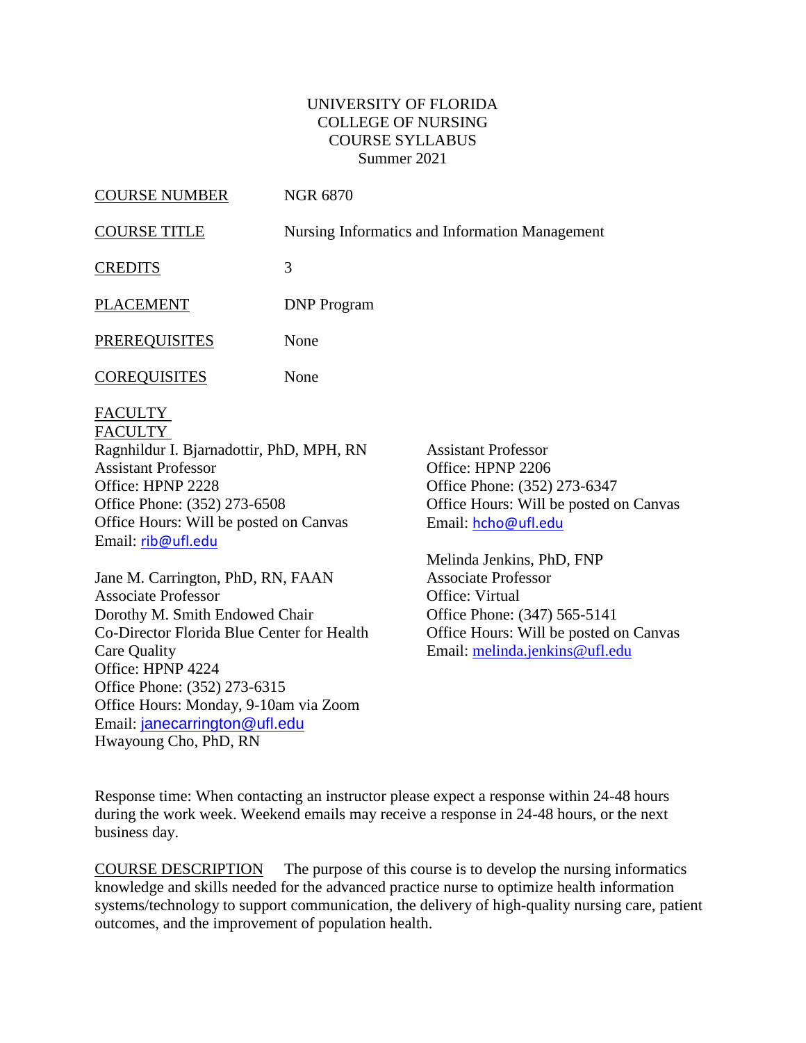UNIVERSITY OF FLORIDA
COLLEGE OF NURSING
COURSE SYLLABUS
Summer 2021

COURSE NUMBER NGR 6870

COURSE TITLE Nursing Informatics and Information Management

CREDITS 3

PLACEMENT DNP Program

PREREQUISITES None

COREQUISITES None

FACULTY
FACULTY

Ragnhildur I. Bjarnadottir, PhD, MPH, RN
Assistant Professor
Office: HPNP 2228
Office Phone: (352) 273-6508
Office Hours: Will be posted on Canvas
Email: rib@ufl.edu

Jane M. Carrington, PhD, RN, FAAN
Associate Professor
Dorothy M. Smith Endowed Chair
Co-Director Florida Blue Center for Health Care Quality
Office: HPNP 4224
Office Phone: (352) 273-6315
Office Hours: Monday, 9-10am via Zoom
Email: janecarrington@ufl.edu

Hwayoung Cho, PhD, RN
Assistant Professor
Office: HPNP 2206
Office Phone: (352) 273-6347
Office Hours: Will be posted on Canvas
Email: hcho@ufl.edu

Melinda Jenkins, PhD, FNP
Associate Professor
Office: Virtual
Office Phone: (347) 565-5141
Office Hours: Will be posted on Canvas
Email: melinda.jenkins@ufl.edu

Response time: When contacting an instructor please expect a response within 24-48 hours during the work week. Weekend emails may receive a response in 24-48 hours, or the next business day.

COURSE DESCRIPTION The purpose of this course is to develop the nursing informatics knowledge and skills needed for the advanced practice nurse to optimize health information systems/technology to support communication, the delivery of high-quality nursing care, patient outcomes, and the improvement of population health.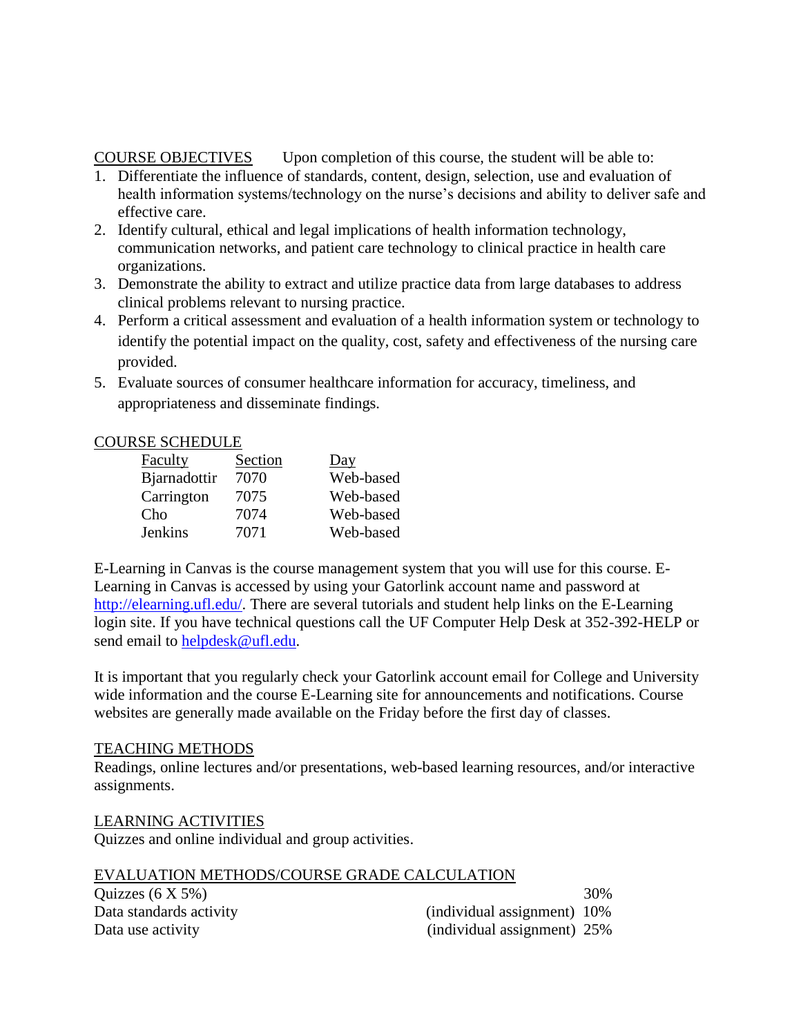## COURSE OBJECTIVES

Upon completion of this course, the student will be able to:

1. Differentiate the influence of standards, content, design, selection, use and evaluation of health information systems/technology on the nurse's decisions and ability to deliver safe and effective care.
2. Identify cultural, ethical and legal implications of health information technology, communication networks, and patient care technology to clinical practice in health care organizations.
3. Demonstrate the ability to extract and utilize practice data from large databases to address clinical problems relevant to nursing practice.
4. Perform a critical assessment and evaluation of a health information system or technology to identify the potential impact on the quality, cost, safety and effectiveness of the nursing care provided.
5. Evaluate sources of consumer healthcare information for accuracy, timeliness, and appropriateness and disseminate findings.

## COURSE SCHEDULE

| Faculty | Section | Day |
|---|---|---|
| Bjarnadottir | 7070 | Web-based |
| Carrington | 7075 | Web-based |
| Cho | 7074 | Web-based |
| Jenkins | 7071 | Web-based |

E-Learning in Canvas is the course management system that you will use for this course. E-Learning in Canvas is accessed by using your Gatorlink account name and password at [http://elearning.ufl.edu/](http://elearning.ufl.edu/). There are several tutorials and student help links on the E-Learning login site. If you have technical questions call the UF Computer Help Desk at 352-392-HELP or send email to [helpdesk@ufl.edu](mailto:helpdesk@ufl.edu).

It is important that you regularly check your Gatorlink account email for College and University wide information and the course E-Learning site for announcements and notifications. Course websites are generally made available on the Friday before the first day of classes.

## TEACHING METHODS

Readings, online lectures and/or presentations, web-based learning resources, and/or interactive assignments.

## LEARNING ACTIVITIES

Quizzes and online individual and group activities.

## EVALUATION METHODS/COURSE GRADE CALCULATION

| | | |
|---|---|---|
| Quizzes (6 X 5%) | | 30% |
| Data standards activity | (individual assignment) | 10% |
| Data use activity | (individual assignment) | 25% |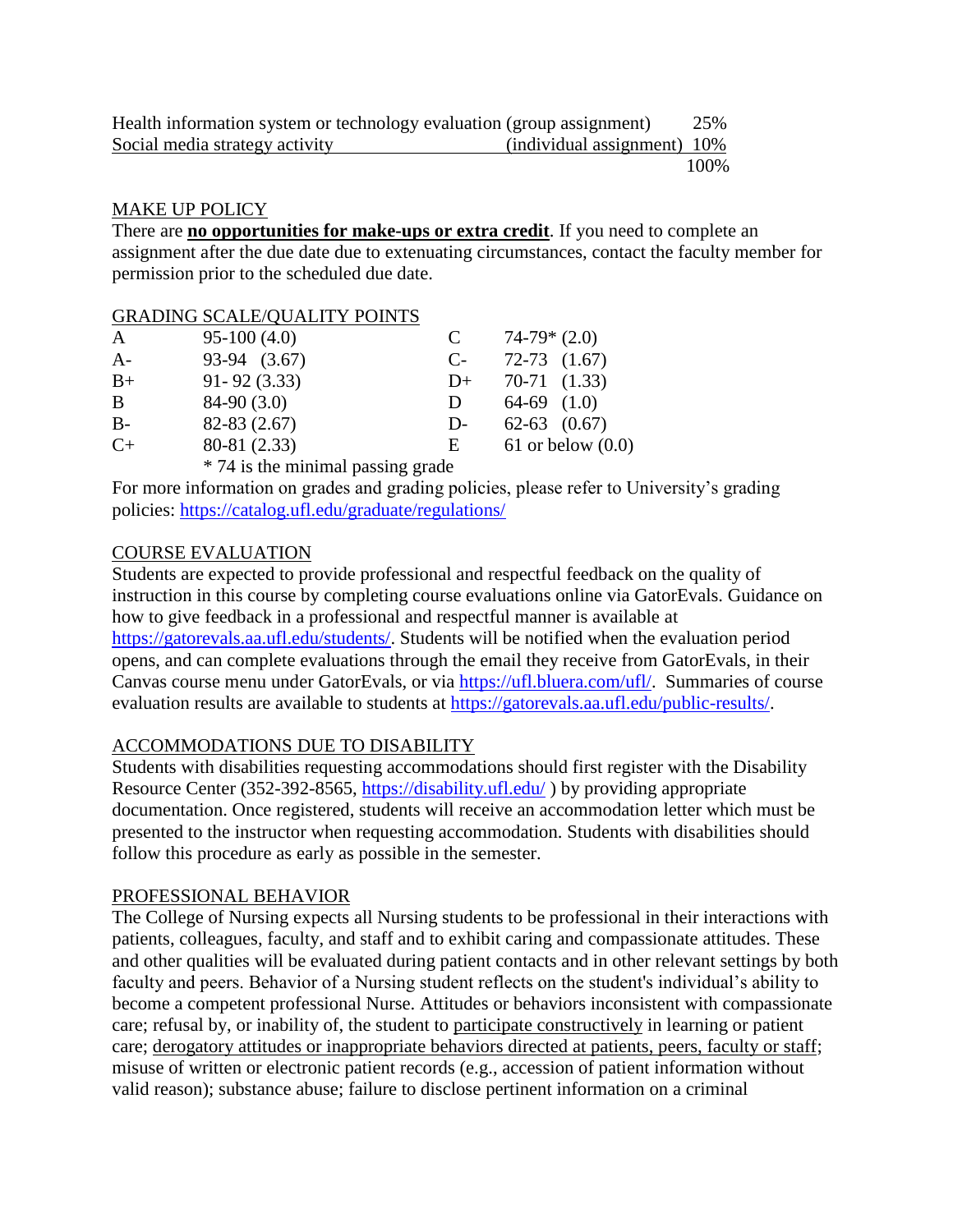| | | |
|---|---|---|
| Health information system or technology evaluation | (group assignment) | 25% |
| Social media strategy activity | (individual assignment) | 10% |
| | | 100% |

## MAKE UP POLICY

There are **no opportunities for make-ups or extra credit**. If you need to complete an assignment after the due date due to extenuating circumstances, contact the faculty member for permission prior to the scheduled due date.

## GRADING SCALE/QUALITY POINTS

| | | | |
|---|---|---|---|
| A | 95-100 (4.0) | C | 74-79* (2.0) |
| A- | 93-94 (3.67) | C- | 72-73 (1.67) |
| B+ | 91- 92 (3.33) | D+ | 70-71 (1.33) |
| B | 84-90 (3.0) | D | 64-69 (1.0) |
| B- | 82-83 (2.67) | D- | 62-63 (0.67) |
| C+ | 80-81 (2.33) | E | 61 or below (0.0) |

\* 74 is the minimal passing grade

For more information on grades and grading policies, please refer to University's grading policies: https://catalog.ufl.edu/graduate/regulations/

## COURSE EVALUATION

Students are expected to provide professional and respectful feedback on the quality of instruction in this course by completing course evaluations online via GatorEvals. Guidance on how to give feedback in a professional and respectful manner is available at https://gatorevals.aa.ufl.edu/students/. Students will be notified when the evaluation period opens, and can complete evaluations through the email they receive from GatorEvals, in their Canvas course menu under GatorEvals, or via https://ufl.bluera.com/ufl/. Summaries of course evaluation results are available to students at https://gatorevals.aa.ufl.edu/public-results/.

## ACCOMMODATIONS DUE TO DISABILITY

Students with disabilities requesting accommodations should first register with the Disability Resource Center (352-392-8565, https://disability.ufl.edu/ ) by providing appropriate documentation. Once registered, students will receive an accommodation letter which must be presented to the instructor when requesting accommodation. Students with disabilities should follow this procedure as early as possible in the semester.

## PROFESSIONAL BEHAVIOR

The College of Nursing expects all Nursing students to be professional in their interactions with patients, colleagues, faculty, and staff and to exhibit caring and compassionate attitudes. These and other qualities will be evaluated during patient contacts and in other relevant settings by both faculty and peers. Behavior of a Nursing student reflects on the student's individual's ability to become a competent professional Nurse. Attitudes or behaviors inconsistent with compassionate care; refusal by, or inability of, the student to participate constructively in learning or patient care; derogatory attitudes or inappropriate behaviors directed at patients, peers, faculty or staff; misuse of written or electronic patient records (e.g., accession of patient information without valid reason); substance abuse; failure to disclose pertinent information on a criminal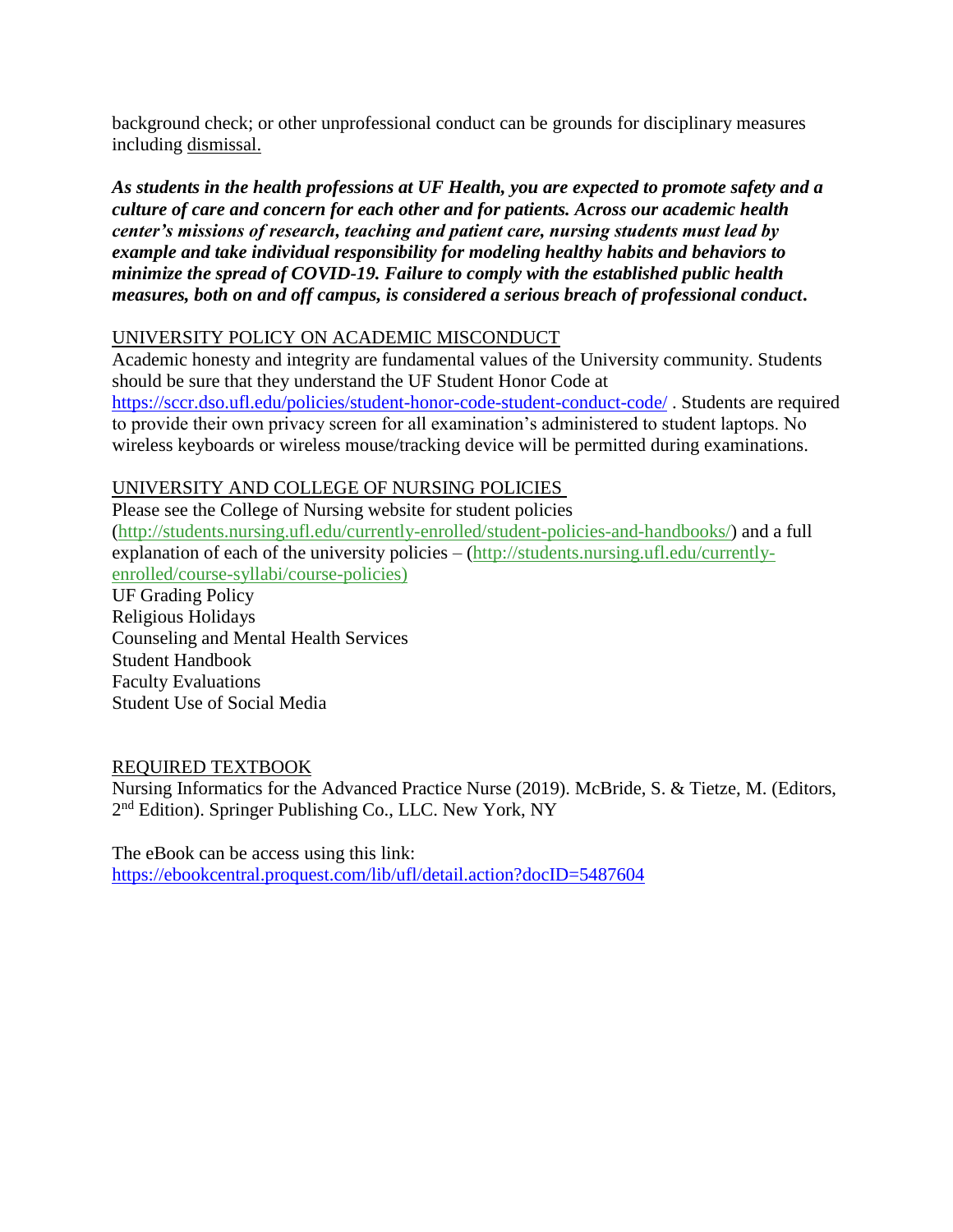background check; or other unprofessional conduct can be grounds for disciplinary measures including dismissal.

***As students in the health professions at UF Health, you are expected to promote safety and a culture of care and concern for each other and for patients. Across our academic health center's missions of research, teaching and patient care, nursing students must lead by example and take individual responsibility for modeling healthy habits and behaviors to minimize the spread of COVID-19. Failure to comply with the established public health measures, both on and off campus, is considered a serious breach of professional conduct.***

UNIVERSITY POLICY ON ACADEMIC MISCONDUCT

Academic honesty and integrity are fundamental values of the University community. Students should be sure that they understand the UF Student Honor Code at https://sccr.dso.ufl.edu/policies/student-honor-code-student-conduct-code/ . Students are required to provide their own privacy screen for all examination's administered to student laptops. No wireless keyboards or wireless mouse/tracking device will be permitted during examinations.

UNIVERSITY AND COLLEGE OF NURSING POLICIES

Please see the College of Nursing website for student policies (http://students.nursing.ufl.edu/currently-enrolled/student-policies-and-handbooks/) and a full explanation of each of the university policies – (http://students.nursing.ufl.edu/currently-enrolled/course-syllabi/course-policies)

UF Grading Policy
Religious Holidays
Counseling and Mental Health Services
Student Handbook
Faculty Evaluations
Student Use of Social Media

REQUIRED TEXTBOOK

Nursing Informatics for the Advanced Practice Nurse (2019). McBride, S. & Tietze, M. (Editors, 2nd Edition). Springer Publishing Co., LLC. New York, NY

The eBook can be access using this link:
https://ebookcentral.proquest.com/lib/ufl/detail.action?docID=5487604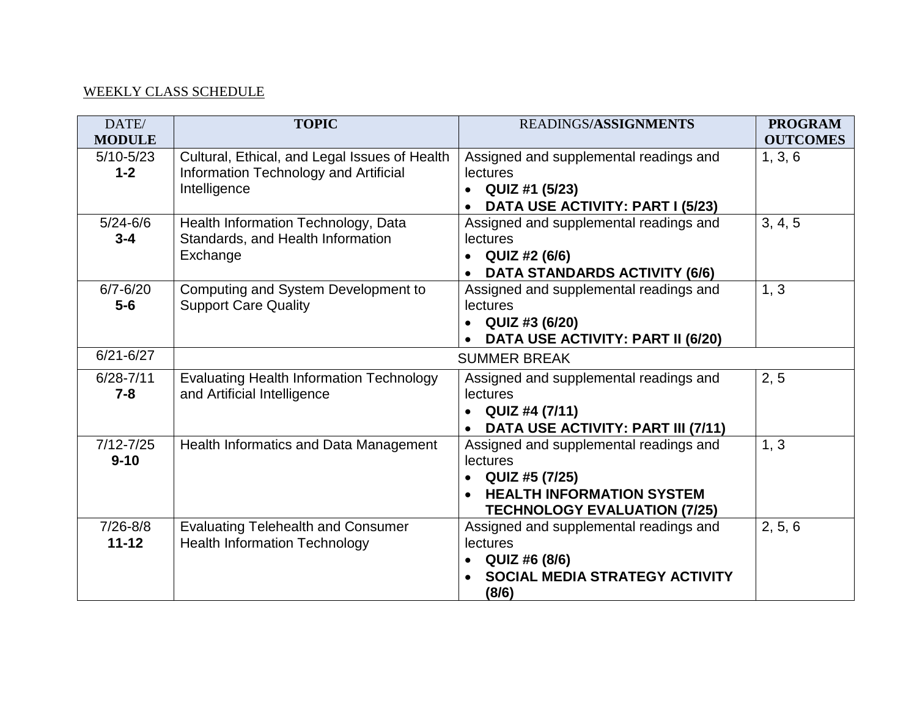WEEKLY CLASS SCHEDULE

| DATE/ **MODULE** | **TOPIC** | READINGS/**ASSIGNMENTS** | **PROGRAM OUTCOMES** |
|---|---|---|---|
| 5/10-5/23 **1-2** | Cultural, Ethical, and Legal Issues of Health Information Technology and Artificial Intelligence | Assigned and supplemental readings and lectures<br>• **QUIZ #1 (5/23)**<br>• **DATA USE ACTIVITY: PART I (5/23)** | 1, 3, 6 |
| 5/24-6/6 **3-4** | Health Information Technology, Data Standards, and Health Information Exchange | Assigned and supplemental readings and lectures<br>• **QUIZ #2 (6/6)**<br>• **DATA STANDARDS ACTIVITY (6/6)** | 3, 4, 5 |
| 6/7-6/20 **5-6** | Computing and System Development to Support Care Quality | Assigned and supplemental readings and lectures<br>• **QUIZ #3 (6/20)**<br>• **DATA USE ACTIVITY: PART II (6/20)** | 1, 3 |
| 6/21-6/27 | SUMMER BREAK | | |
| 6/28-7/11 **7-8** | Evaluating Health Information Technology and Artificial Intelligence | Assigned and supplemental readings and lectures<br>• **QUIZ #4 (7/11)**<br>• **DATA USE ACTIVITY: PART III (7/11)** | 2, 5 |
| 7/12-7/25 **9-10** | Health Informatics and Data Management | Assigned and supplemental readings and lectures<br>• **QUIZ #5 (7/25)**<br>• **HEALTH INFORMATION SYSTEM TECHNOLOGY EVALUATION (7/25)** | 1, 3 |
| 7/26-8/8 **11-12** | Evaluating Telehealth and Consumer Health Information Technology | Assigned and supplemental readings and lectures<br>• **QUIZ #6 (8/6)**<br>• **SOCIAL MEDIA STRATEGY ACTIVITY (8/6)** | 2, 5, 6 |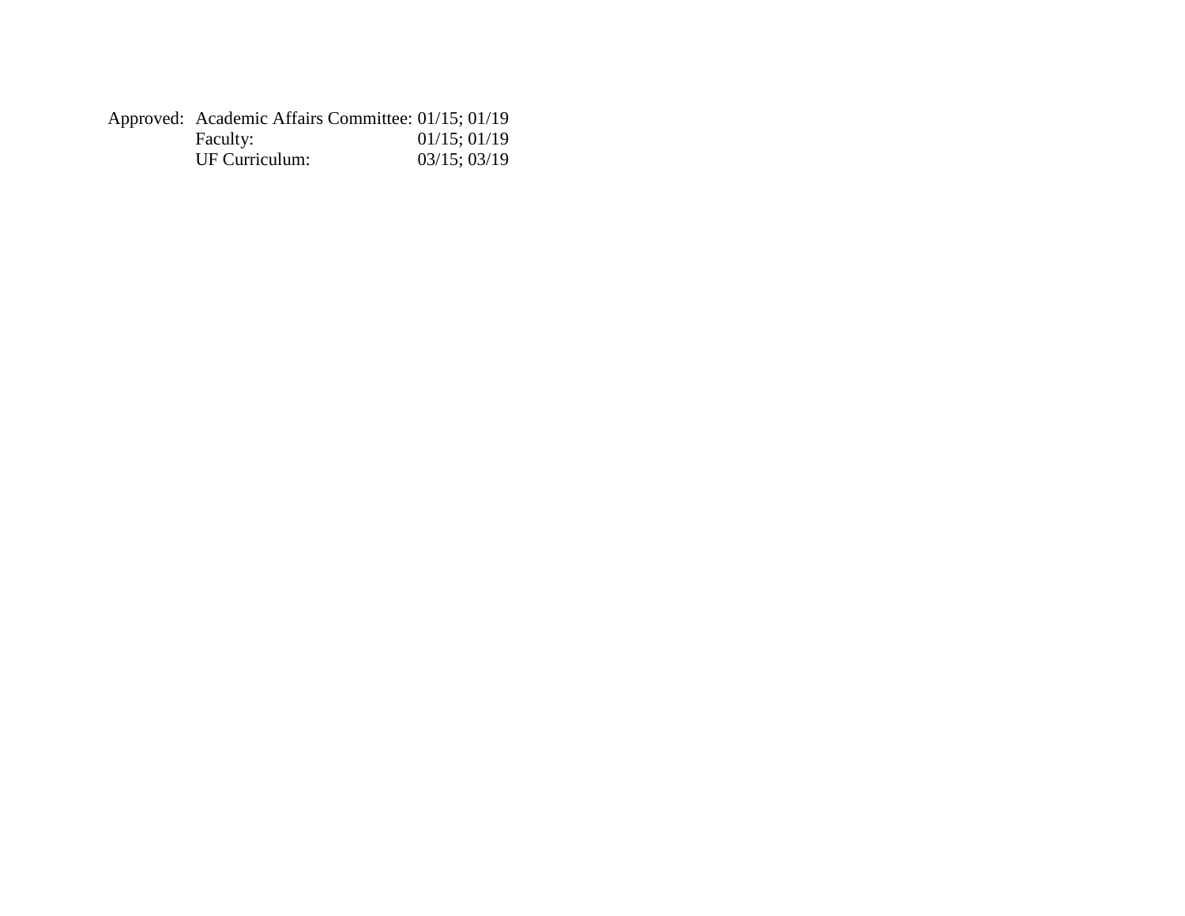| | | |
|---|---|---|
| Approved: | Academic Affairs Committee: | 01/15; 01/19 |
| | Faculty: | 01/15; 01/19 |
| | UF Curriculum: | 03/15; 03/19 |